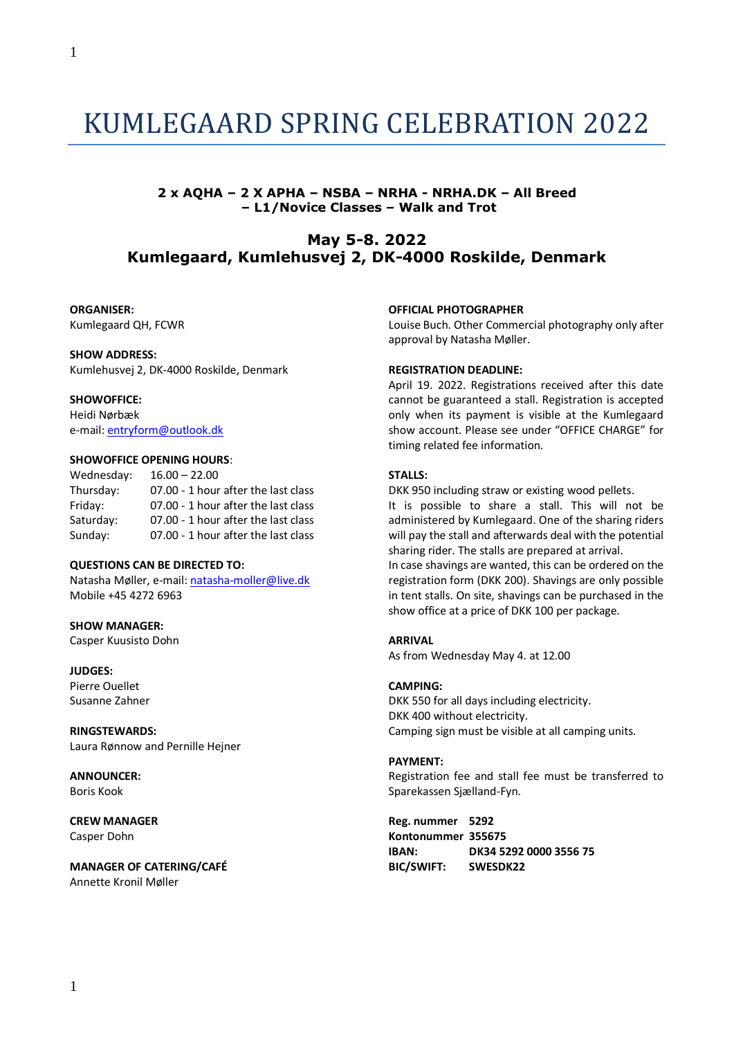# KUMLEGAARD SPRING CELEBRATION 2022

**2 x AQHA – 2 X APHA – NSBA – NRHA - NRHA.DK – All Breed – L1/Novice Classes – Walk and Trot**

## May 5-8. 2022
## Kumlegaard, Kumlehusvej 2, DK-4000 Roskilde, Denmark

**ORGANISER:**
Kumlegaard QH, FCWR

**SHOW ADDRESS:**
Kumlehusvej 2, DK-4000 Roskilde, Denmark

**SHOWOFFICE:**
Heidi Nørbæk
e-mail: entryform@outlook.dk

**SHOWOFFICE OPENING HOURS**:

| | |
|---|---|
| Wednesday: | 16.00 – 22.00 |
| Thursday: | 07.00 - 1 hour after the last class |
| Friday: | 07.00 - 1 hour after the last class |
| Saturday: | 07.00 - 1 hour after the last class |
| Sunday: | 07.00 - 1 hour after the last class |

**QUESTIONS CAN BE DIRECTED TO:**
Natasha Møller, e-mail: natasha-moller@live.dk
Mobile +45 4272 6963

**SHOW MANAGER:**
Casper Kuusisto Dohn

**JUDGES:**
Pierre Ouellet
Susanne Zahner

**RINGSTEWARDS:**
Laura Rønnow and Pernille Hejner

**ANNOUNCER:**
Boris Kook

**CREW MANAGER**
Casper Dohn

**MANAGER OF CATERING/CAFÉ**
Annette Kronil Møller

**OFFICIAL PHOTOGRAPHER**
Louise Buch. Other Commercial photography only after approval by Natasha Møller.

**REGISTRATION DEADLINE:**
April 19. 2022. Registrations received after this date cannot be guaranteed a stall. Registration is accepted only when its payment is visible at the Kumlegaard show account. Please see under "OFFICE CHARGE" for timing related fee information.

**STALLS:**
DKK 950 including straw or existing wood pellets.
It is possible to share a stall. This will not be administered by Kumlegaard. One of the sharing riders will pay the stall and afterwards deal with the potential sharing rider. The stalls are prepared at arrival.
In case shavings are wanted, this can be ordered on the registration form (DKK 200). Shavings are only possible in tent stalls. On site, shavings can be purchased in the show office at a price of DKK 100 per package.

**ARRIVAL**
As from Wednesday May 4. at 12.00

**CAMPING:**
DKK 550 for all days including electricity.
DKK 400 without electricity.
Camping sign must be visible at all camping units.

**PAYMENT:**
Registration fee and stall fee must be transferred to Sparekassen Sjælland-Fyn.

| | |
|---|---|
| **Reg. nummer** | **5292** |
| **Kontonummer** | **355675** |
| **IBAN:** | **DK34 5292 0000 3556 75** |
| **BIC/SWIFT:** | **SWESDK22** |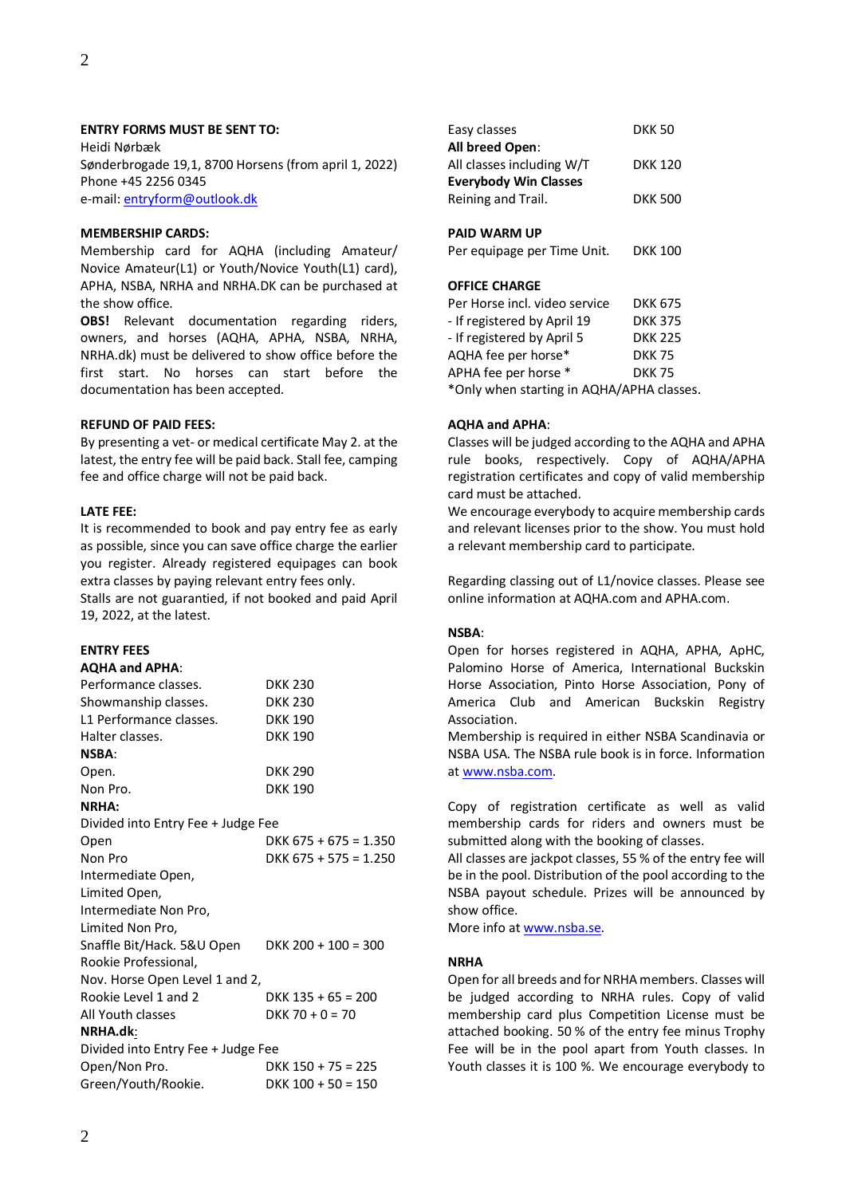**ENTRY FORMS MUST BE SENT TO:**
Heidi Nørbæk
Sønderbrogade 19,1, 8700 Horsens (from april 1, 2022)
Phone +45 2256 0345
e-mail: entryform@outlook.dk

**MEMBERSHIP CARDS:**
Membership card for AQHA (including Amateur/ Novice Amateur(L1) or Youth/Novice Youth(L1) card), APHA, NSBA, NRHA and NRHA.DK can be purchased at the show office.
**OBS!** Relevant documentation regarding riders, owners, and horses (AQHA, APHA, NSBA, NRHA, NRHA.dk) must be delivered to show office before the first start. No horses can start before the documentation has been accepted.

**REFUND OF PAID FEES:**
By presenting a vet- or medical certificate May 2. at the latest, the entry fee will be paid back. Stall fee, camping fee and office charge will not be paid back.

**LATE FEE:**
It is recommended to book and pay entry fee as early as possible, since you can save office charge the earlier you register. Already registered equipages can book extra classes by paying relevant entry fees only.
Stalls are not guarantied, if not booked and paid April 19, 2022, at the latest.

**ENTRY FEES**

| **AQHA and APHA**: | |
|---|---|
| Performance classes. | DKK 230 |
| Showmanship classes. | DKK 230 |
| L1 Performance classes. | DKK 190 |
| Halter classes. | DKK 190 |
| **NSBA**: | |
| Open. | DKK 290 |
| Non Pro. | DKK 190 |
| **NRHA:** | |
| Divided into Entry Fee + Judge Fee | |
| Open | DKK 675 + 675 = 1.350 |
| Non Pro | DKK 675 + 575 = 1.250 |
| Intermediate Open, | |
| Limited Open, | |
| Intermediate Non Pro, | |
| Limited Non Pro, | |
| Snaffle Bit/Hack. 5&U Open | DKK 200 + 100 = 300 |
| Rookie Professional, | |
| Nov. Horse Open Level 1 and 2, | |
| Rookie Level 1 and 2 | DKK 135 + 65 = 200 |
| All Youth classes | DKK 70 + 0 = 70 |
| **NRHA.dk**: | |
| Divided into Entry Fee + Judge Fee | |
| Open/Non Pro. | DKK 150 + 75 = 225 |
| Green/Youth/Rookie. | DKK 100 + 50 = 150 |
| Easy classes | DKK 50 |
| **All breed Open**: | |
| All classes including W/T | DKK 120 |
| **Everybody Win Classes** | |
| Reining and Trail. | DKK 500 |

**PAID WARM UP**

| | |
|---|---|
| Per equipage per Time Unit. | DKK 100 |

**OFFICE CHARGE**

| | |
|---|---|
| Per Horse incl. video service | DKK 675 |
| - If registered by April 19 | DKK 375 |
| - If registered by April 5 | DKK 225 |
| AQHA fee per horse* | DKK 75 |
| APHA fee per horse * | DKK 75 |

*Only when starting in AQHA/APHA classes.

**AQHA and APHA**:
Classes will be judged according to the AQHA and APHA rule books, respectively. Copy of AQHA/APHA registration certificates and copy of valid membership card must be attached.
We encourage everybody to acquire membership cards and relevant licenses prior to the show. You must hold a relevant membership card to participate.

Regarding classing out of L1/novice classes. Please see online information at AQHA.com and APHA.com.

**NSBA**:
Open for horses registered in AQHA, APHA, ApHC, Palomino Horse of America, International Buckskin Horse Association, Pinto Horse Association, Pony of America Club and American Buckskin Registry Association.
Membership is required in either NSBA Scandinavia or NSBA USA. The NSBA rule book is in force. Information at www.nsba.com.

Copy of registration certificate as well as valid membership cards for riders and owners must be submitted along with the booking of classes.
All classes are jackpot classes, 55 % of the entry fee will be in the pool. Distribution of the pool according to the NSBA payout schedule. Prizes will be announced by show office.
More info at www.nsba.se.

**NRHA**
Open for all breeds and for NRHA members. Classes will be judged according to NRHA rules. Copy of valid membership card plus Competition License must be attached booking. 50 % of the entry fee minus Trophy Fee will be in the pool apart from Youth classes. In Youth classes it is 100 %. We encourage everybody to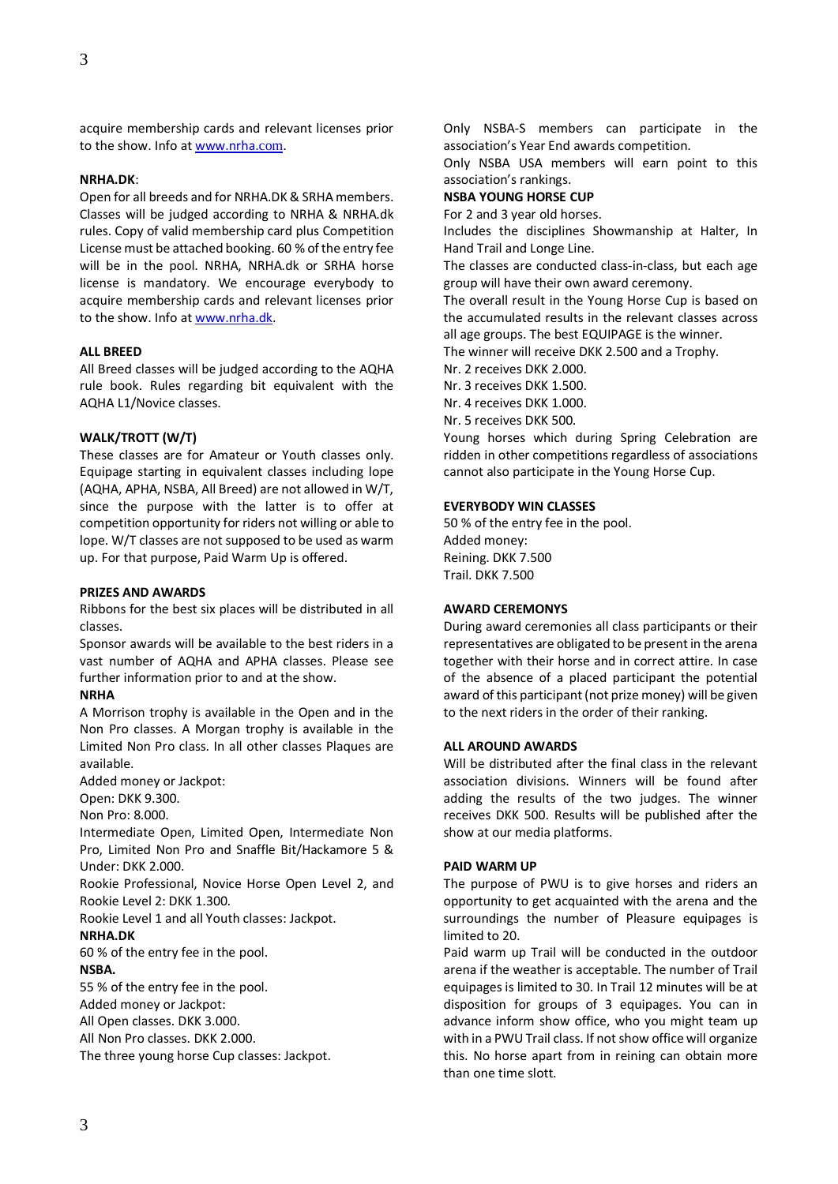acquire membership cards and relevant licenses prior to the show. Info at [www.nrha.com](http://www.nrha.com).

**NRHA.DK**:

Open for all breeds and for NRHA.DK & SRHA members. Classes will be judged according to NRHA & NRHA.dk rules. Copy of valid membership card plus Competition License must be attached booking. 60 % of the entry fee will be in the pool. NRHA, NRHA.dk or SRHA horse license is mandatory. We encourage everybody to acquire membership cards and relevant licenses prior to the show. Info at [www.nrha.dk](http://www.nrha.dk).

**ALL BREED**

All Breed classes will be judged according to the AQHA rule book. Rules regarding bit equivalent with the AQHA L1/Novice classes.

**WALK/TROTT (W/T)**

These classes are for Amateur or Youth classes only. Equipage starting in equivalent classes including lope (AQHA, APHA, NSBA, All Breed) are not allowed in W/T, since the purpose with the latter is to offer at competition opportunity for riders not willing or able to lope. W/T classes are not supposed to be used as warm up. For that purpose, Paid Warm Up is offered.

**PRIZES AND AWARDS**

Ribbons for the best six places will be distributed in all classes.

Sponsor awards will be available to the best riders in a vast number of AQHA and APHA classes. Please see further information prior to and at the show.

**NRHA**

A Morrison trophy is available in the Open and in the Non Pro classes. A Morgan trophy is available in the Limited Non Pro class. In all other classes Plaques are available.

Added money or Jackpot:

Open: DKK 9.300.

Non Pro: 8.000.

Intermediate Open, Limited Open, Intermediate Non Pro, Limited Non Pro and Snaffle Bit/Hackamore 5 & Under: DKK 2.000.

Rookie Professional, Novice Horse Open Level 2, and Rookie Level 2: DKK 1.300.

Rookie Level 1 and all Youth classes: Jackpot.

**NRHA.DK**

60 % of the entry fee in the pool.

**NSBA.**

55 % of the entry fee in the pool.

Added money or Jackpot:

All Open classes. DKK 3.000.

All Non Pro classes. DKK 2.000.

The three young horse Cup classes: Jackpot.

Only NSBA-S members can participate in the association's Year End awards competition.

Only NSBA USA members will earn point to this association's rankings.

**NSBA YOUNG HORSE CUP**

For 2 and 3 year old horses.

Includes the disciplines Showmanship at Halter, In Hand Trail and Longe Line.

The classes are conducted class-in-class, but each age group will have their own award ceremony.

The overall result in the Young Horse Cup is based on the accumulated results in the relevant classes across all age groups. The best EQUIPAGE is the winner.

The winner will receive DKK 2.500 and a Trophy.

Nr. 2 receives DKK 2.000.

Nr. 3 receives DKK 1.500.

Nr. 4 receives DKK 1.000.

Nr. 5 receives DKK 500.

Young horses which during Spring Celebration are ridden in other competitions regardless of associations cannot also participate in the Young Horse Cup.

**EVERYBODY WIN CLASSES**

50 % of the entry fee in the pool.

Added money:

Reining. DKK 7.500

Trail. DKK 7.500

**AWARD CEREMONYS**

During award ceremonies all class participants or their representatives are obligated to be present in the arena together with their horse and in correct attire. In case of the absence of a placed participant the potential award of this participant (not prize money) will be given to the next riders in the order of their ranking.

**ALL AROUND AWARDS**

Will be distributed after the final class in the relevant association divisions. Winners will be found after adding the results of the two judges. The winner receives DKK 500. Results will be published after the show at our media platforms.

**PAID WARM UP**

The purpose of PWU is to give horses and riders an opportunity to get acquainted with the arena and the surroundings the number of Pleasure equipages is limited to 20.

Paid warm up Trail will be conducted in the outdoor arena if the weather is acceptable. The number of Trail equipages is limited to 30. In Trail 12 minutes will be at disposition for groups of 3 equipages. You can in advance inform show office, who you might team up with in a PWU Trail class. If not show office will organize this. No horse apart from in reining can obtain more than one time slott.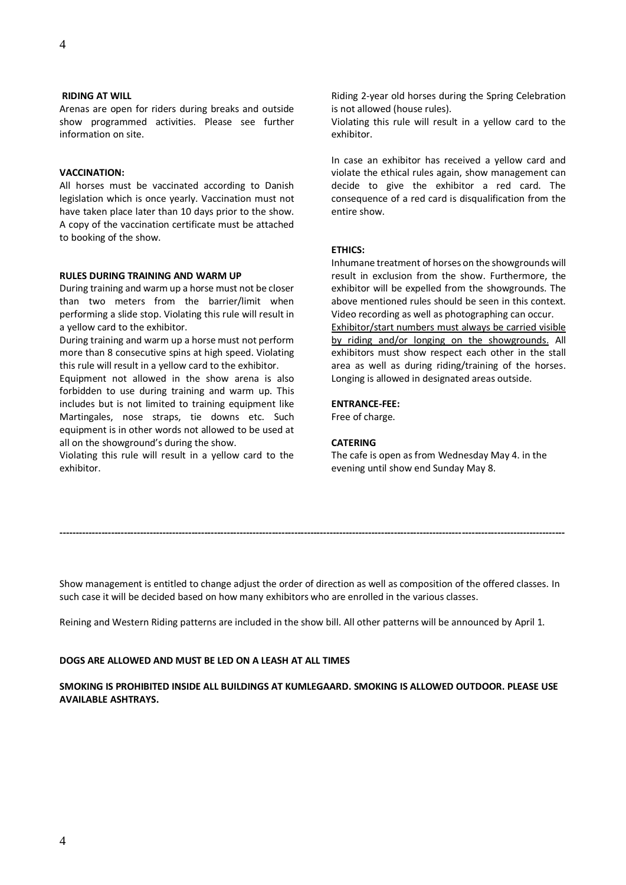**RIDING AT WILL**

Arenas are open for riders during breaks and outside show programmed activities. Please see further information on site.

**VACCINATION:**

All horses must be vaccinated according to Danish legislation which is once yearly. Vaccination must not have taken place later than 10 days prior to the show. A copy of the vaccination certificate must be attached to booking of the show.

**RULES DURING TRAINING AND WARM UP**

During training and warm up a horse must not be closer than two meters from the barrier/limit when performing a slide stop. Violating this rule will result in a yellow card to the exhibitor.

During training and warm up a horse must not perform more than 8 consecutive spins at high speed. Violating this rule will result in a yellow card to the exhibitor.

Equipment not allowed in the show arena is also forbidden to use during training and warm up. This includes but is not limited to training equipment like Martingales, nose straps, tie downs etc. Such equipment is in other words not allowed to be used at all on the showground's during the show.

Violating this rule will result in a yellow card to the exhibitor.

Riding 2-year old horses during the Spring Celebration is not allowed (house rules).

Violating this rule will result in a yellow card to the exhibitor.

In case an exhibitor has received a yellow card and violate the ethical rules again, show management can decide to give the exhibitor a red card. The consequence of a red card is disqualification from the entire show.

**ETHICS:**

Inhumane treatment of horses on the showgrounds will result in exclusion from the show. Furthermore, the exhibitor will be expelled from the showgrounds. The above mentioned rules should be seen in this context. Video recording as well as photographing can occur.

<u>Exhibitor/start numbers must always be carried visible by riding and/or longing on the showgrounds.</u> All exhibitors must show respect each other in the stall area as well as during riding/training of the horses. Longing is allowed in designated areas outside.

**ENTRANCE-FEE:**

Free of charge.

**CATERING**

The cafe is open as from Wednesday May 4. in the evening until show end Sunday May 8.

---

Show management is entitled to change adjust the order of direction as well as composition of the offered classes. In such case it will be decided based on how many exhibitors who are enrolled in the various classes.

Reining and Western Riding patterns are included in the show bill. All other patterns will be announced by April 1.

**DOGS ARE ALLOWED AND MUST BE LED ON A LEASH AT ALL TIMES**

**SMOKING IS PROHIBITED INSIDE ALL BUILDINGS AT KUMLEGAARD. SMOKING IS ALLOWED OUTDOOR. PLEASE USE AVAILABLE ASHTRAYS.**